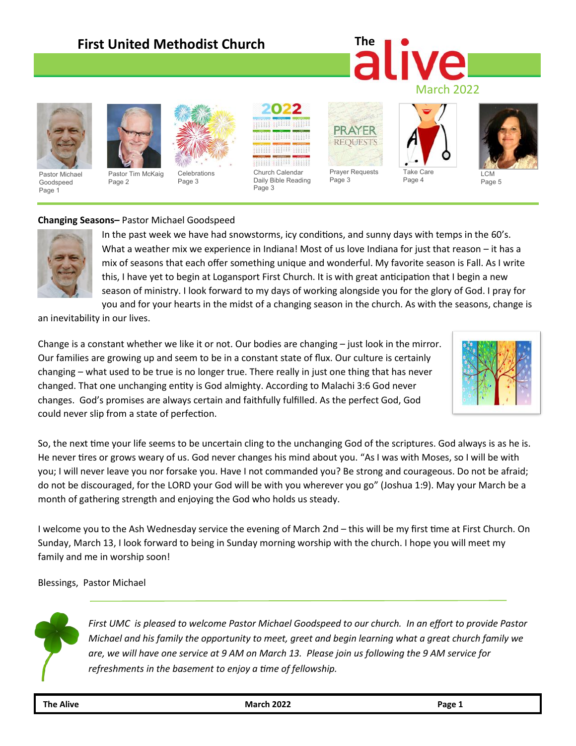# First United Methodist Church

## The alive

March 2022

Pastor Michael Goodspeed Page 1 | Pastor Tim McKaig Page 2 | Celebrations Page 3 | Church Calendar Daily Bible Reading Page 3 | Prayer Requests Page 3 | Take Care Page 4 | LCM Page 5

**Changing Seasons–** Pastor Michael Goodspeed

In the past week we have had snowstorms, icy conditions, and sunny days with temps in the 60's. What a weather mix we experience in Indiana! Most of us love Indiana for just that reason – it has a mix of seasons that each offer something unique and wonderful. My favorite season is Fall. As I write this, I have yet to begin at Logansport First Church. It is with great anticipation that I begin a new season of ministry. I look forward to my days of working alongside you for the glory of God. I pray for you and for your hearts in the midst of a changing season in the church. As with the seasons, change is an inevitability in our lives.

Change is a constant whether we like it or not. Our bodies are changing – just look in the mirror. Our families are growing up and seem to be in a constant state of flux. Our culture is certainly changing – what used to be true is no longer true. There really in just one thing that has never changed. That one unchanging entity is God almighty. According to Malachi 3:6 God never changes. God's promises are always certain and faithfully fulfilled. As the perfect God, God could never slip from a state of perfection.

So, the next time your life seems to be uncertain cling to the unchanging God of the scriptures. God always is as he is. He never tires or grows weary of us. God never changes his mind about you. "As I was with Moses, so I will be with you; I will never leave you nor forsake you. Have I not commanded you? Be strong and courageous. Do not be afraid; do not be discouraged, for the LORD your God will be with you wherever you go" (Joshua 1:9). May your March be a month of gathering strength and enjoying the God who holds us steady.

I welcome you to the Ash Wednesday service the evening of March 2nd – this will be my first time at First Church. On Sunday, March 13, I look forward to being in Sunday morning worship with the church. I hope you will meet my family and me in worship soon!

Blessings, Pastor Michael

*First UMC is pleased to welcome Pastor Michael Goodspeed to our church. In an effort to provide Pastor Michael and his family the opportunity to meet, greet and begin learning what a great church family we are, we will have one service at 9 AM on March 13. Please join us following the 9 AM service for refreshments in the basement to enjoy a time of fellowship.*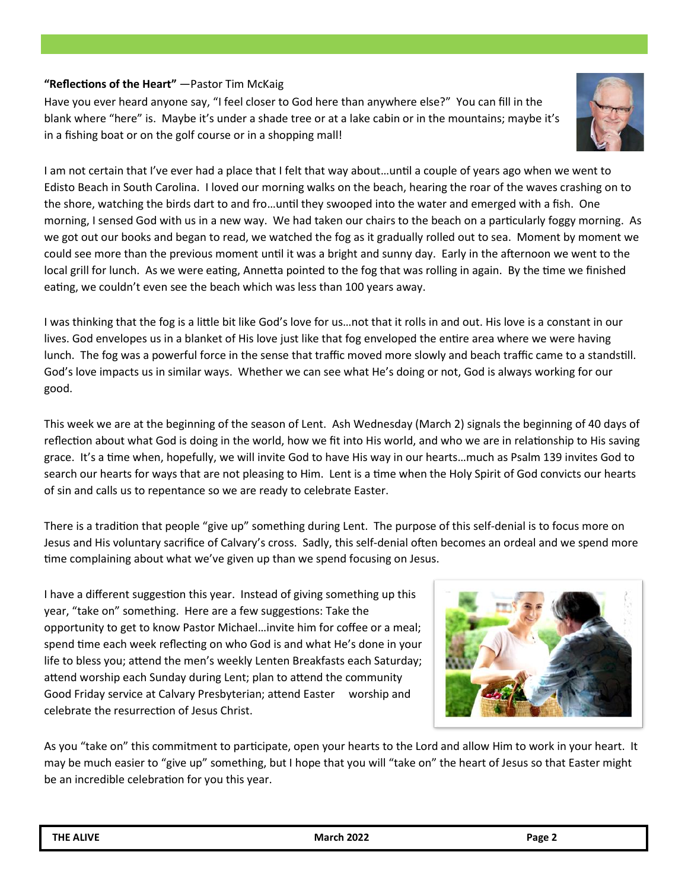**"Reflections of the Heart"** —Pastor Tim McKaig

Have you ever heard anyone say, "I feel closer to God here than anywhere else?" You can fill in the blank where "here" is. Maybe it's under a shade tree or at a lake cabin or in the mountains; maybe it's in a fishing boat or on the golf course or in a shopping mall!

I am not certain that I've ever had a place that I felt that way about…until a couple of years ago when we went to Edisto Beach in South Carolina. I loved our morning walks on the beach, hearing the roar of the waves crashing on to the shore, watching the birds dart to and fro…until they swooped into the water and emerged with a fish. One morning, I sensed God with us in a new way. We had taken our chairs to the beach on a particularly foggy morning. As we got out our books and began to read, we watched the fog as it gradually rolled out to sea. Moment by moment we could see more than the previous moment until it was a bright and sunny day. Early in the afternoon we went to the local grill for lunch. As we were eating, Annetta pointed to the fog that was rolling in again. By the time we finished eating, we couldn't even see the beach which was less than 100 years away.

I was thinking that the fog is a little bit like God's love for us…not that it rolls in and out. His love is a constant in our lives. God envelopes us in a blanket of His love just like that fog enveloped the entire area where we were having lunch. The fog was a powerful force in the sense that traffic moved more slowly and beach traffic came to a standstill. God's love impacts us in similar ways. Whether we can see what He's doing or not, God is always working for our good.

This week we are at the beginning of the season of Lent. Ash Wednesday (March 2) signals the beginning of 40 days of reflection about what God is doing in the world, how we fit into His world, and who we are in relationship to His saving grace. It's a time when, hopefully, we will invite God to have His way in our hearts…much as Psalm 139 invites God to search our hearts for ways that are not pleasing to Him. Lent is a time when the Holy Spirit of God convicts our hearts of sin and calls us to repentance so we are ready to celebrate Easter.

There is a tradition that people "give up" something during Lent. The purpose of this self-denial is to focus more on Jesus and His voluntary sacrifice of Calvary's cross. Sadly, this self-denial often becomes an ordeal and we spend more time complaining about what we've given up than we spend focusing on Jesus.

I have a different suggestion this year. Instead of giving something up this year, "take on" something. Here are a few suggestions: Take the opportunity to get to know Pastor Michael…invite him for coffee or a meal; spend time each week reflecting on who God is and what He's done in your life to bless you; attend the men's weekly Lenten Breakfasts each Saturday; attend worship each Sunday during Lent; plan to attend the community Good Friday service at Calvary Presbyterian; attend Easter worship and celebrate the resurrection of Jesus Christ.

As you "take on" this commitment to participate, open your hearts to the Lord and allow Him to work in your heart. It may be much easier to "give up" something, but I hope that you will "take on" the heart of Jesus so that Easter might be an incredible celebration for you this year.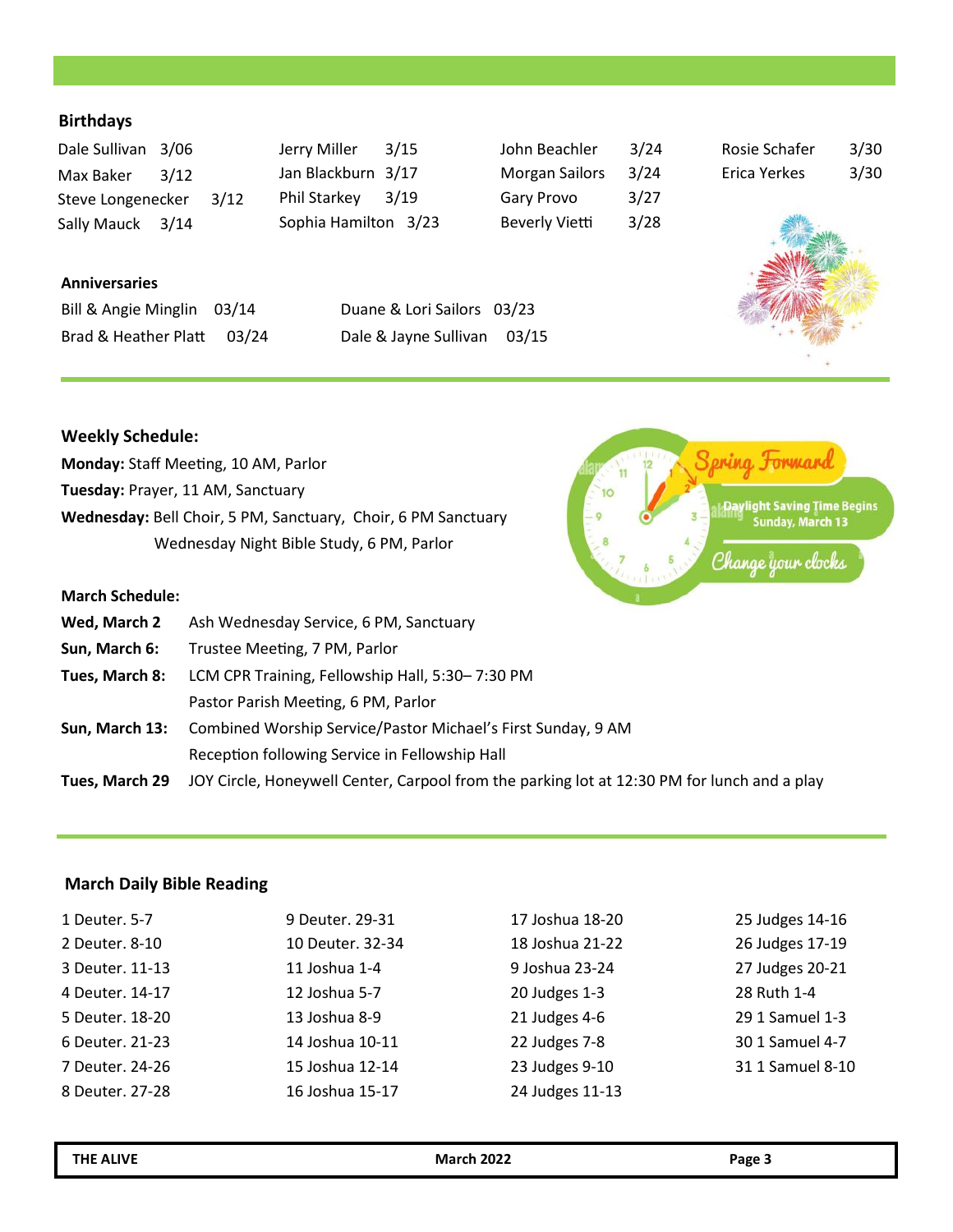## Birthdays

| | | | |
|---|---|---|---|
| Dale Sullivan 3/06 | Jerry Miller 3/15 | John Beachler 3/24 | Rosie Schafer 3/30 |
| Max Baker 3/12 | Jan Blackburn 3/17 | Morgan Sailors 3/24 | Erica Yerkes 3/30 |
| Steve Longenecker 3/12 | Phil Starkey 3/19 | Gary Provo 3/27 | |
| Sally Mauck 3/14 | Sophia Hamilton 3/23 | Beverly Vietti 3/28 | |

## Anniversaries

| | |
|---|---|
| Bill & Angie Minglin 03/14 | Duane & Lori Sailors 03/23 |
| Brad & Heather Platt 03/24 | Dale & Jayne Sullivan 03/15 |

## Weekly Schedule:

**Monday:** Staff Meeting, 10 AM, Parlor

**Tuesday:** Prayer, 11 AM, Sanctuary

**Wednesday:** Bell Choir, 5 PM, Sanctuary, Choir, 6 PM Sanctuary
Wednesday Night Bible Study, 6 PM, Parlor

Spring Forward
Daylight Saving Time Begins Sunday, March 13
Change your clocks

## March Schedule:

**Wed, March 2** Ash Wednesday Service, 6 PM, Sanctuary

**Sun, March 6:** Trustee Meeting, 7 PM, Parlor

**Tues, March 8:** LCM CPR Training, Fellowship Hall, 5:30– 7:30 PM
Pastor Parish Meeting, 6 PM, Parlor

**Sun, March 13:** Combined Worship Service/Pastor Michael's First Sunday, 9 AM
Reception following Service in Fellowship Hall

**Tues, March 29** JOY Circle, Honeywell Center, Carpool from the parking lot at 12:30 PM for lunch and a play

## March Daily Bible Reading

| | | | |
|---|---|---|---|
| 1 Deuter. 5-7 | 9 Deuter. 29-31 | 17 Joshua 18-20 | 25 Judges 14-16 |
| 2 Deuter. 8-10 | 10 Deuter. 32-34 | 18 Joshua 21-22 | 26 Judges 17-19 |
| 3 Deuter. 11-13 | 11 Joshua 1-4 | 9 Joshua 23-24 | 27 Judges 20-21 |
| 4 Deuter. 14-17 | 12 Joshua 5-7 | 20 Judges 1-3 | 28 Ruth 1-4 |
| 5 Deuter. 18-20 | 13 Joshua 8-9 | 21 Judges 4-6 | 29 1 Samuel 1-3 |
| 6 Deuter. 21-23 | 14 Joshua 10-11 | 22 Judges 7-8 | 30 1 Samuel 4-7 |
| 7 Deuter. 24-26 | 15 Joshua 12-14 | 23 Judges 9-10 | 31 1 Samuel 8-10 |
| 8 Deuter. 27-28 | 16 Joshua 15-17 | 24 Judges 11-13 | |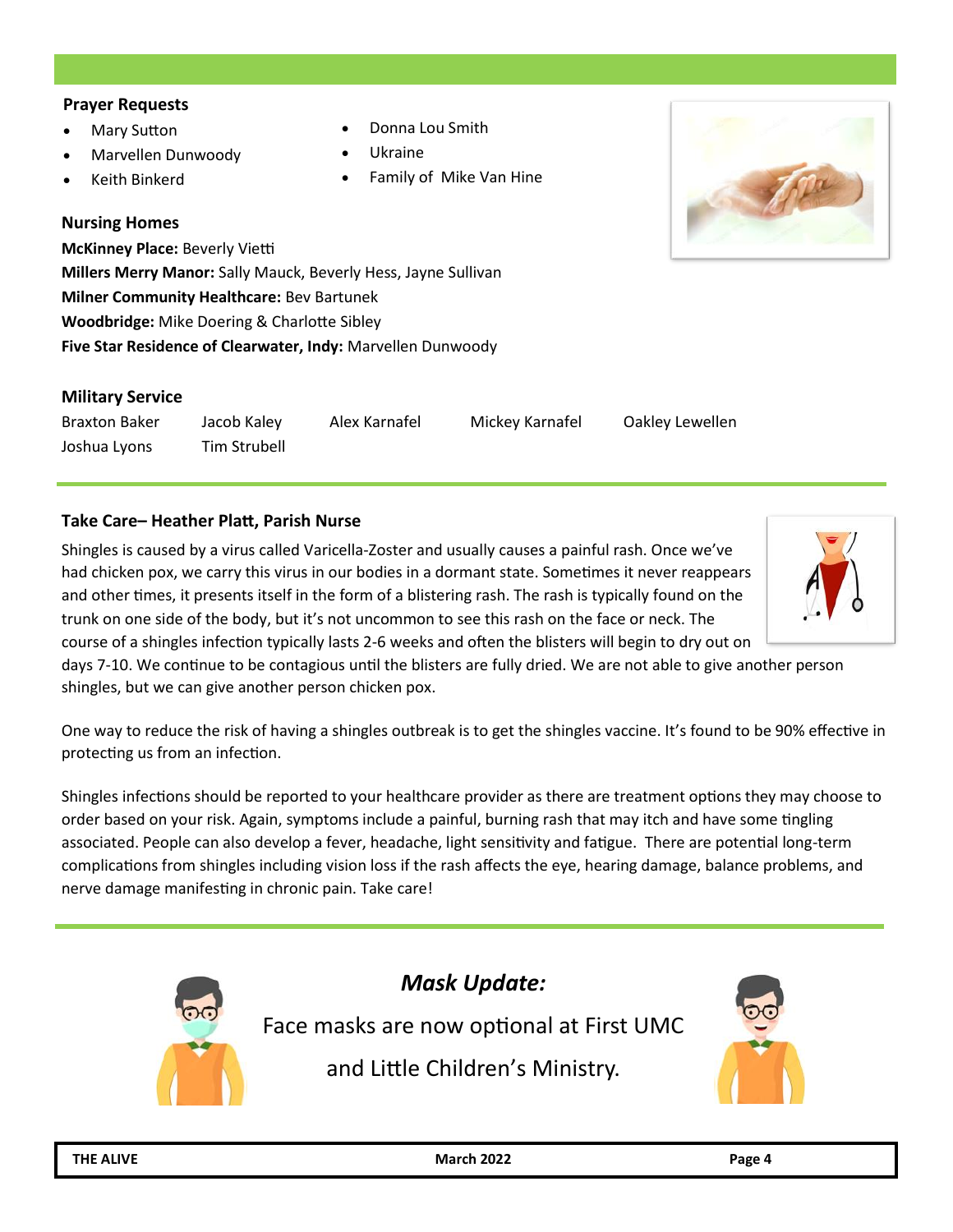### Prayer Requests

- Mary Sutton
- Marvellen Dunwoody
- Keith Binkerd
- Donna Lou Smith
- Ukraine
- Family of Mike Van Hine

### Nursing Homes

**McKinney Place:** Beverly Vietti
**Millers Merry Manor:** Sally Mauck, Beverly Hess, Jayne Sullivan
**Milner Community Healthcare:** Bev Bartunek
**Woodbridge:** Mike Doering & Charlotte Sibley
**Five Star Residence of Clearwater, Indy:** Marvellen Dunwoody

### Military Service

Braxton Baker, Jacob Kaley, Alex Karnafel, Mickey Karnafel, Oakley Lewellen, Joshua Lyons, Tim Strubell

### Take Care– Heather Platt, Parish Nurse

Shingles is caused by a virus called Varicella-Zoster and usually causes a painful rash. Once we've had chicken pox, we carry this virus in our bodies in a dormant state. Sometimes it never reappears and other times, it presents itself in the form of a blistering rash. The rash is typically found on the trunk on one side of the body, but it's not uncommon to see this rash on the face or neck. The course of a shingles infection typically lasts 2-6 weeks and often the blisters will begin to dry out on days 7-10. We continue to be contagious until the blisters are fully dried. We are not able to give another person shingles, but we can give another person chicken pox.

One way to reduce the risk of having a shingles outbreak is to get the shingles vaccine. It's found to be 90% effective in protecting us from an infection.

Shingles infections should be reported to your healthcare provider as there are treatment options they may choose to order based on your risk. Again, symptoms include a painful, burning rash that may itch and have some tingling associated. People can also develop a fever, headache, light sensitivity and fatigue. There are potential long-term complications from shingles including vision loss if the rash affects the eye, hearing damage, balance problems, and nerve damage manifesting in chronic pain. Take care!

### *Mask Update:*

Face masks are now optional at First UMC and Little Children's Ministry.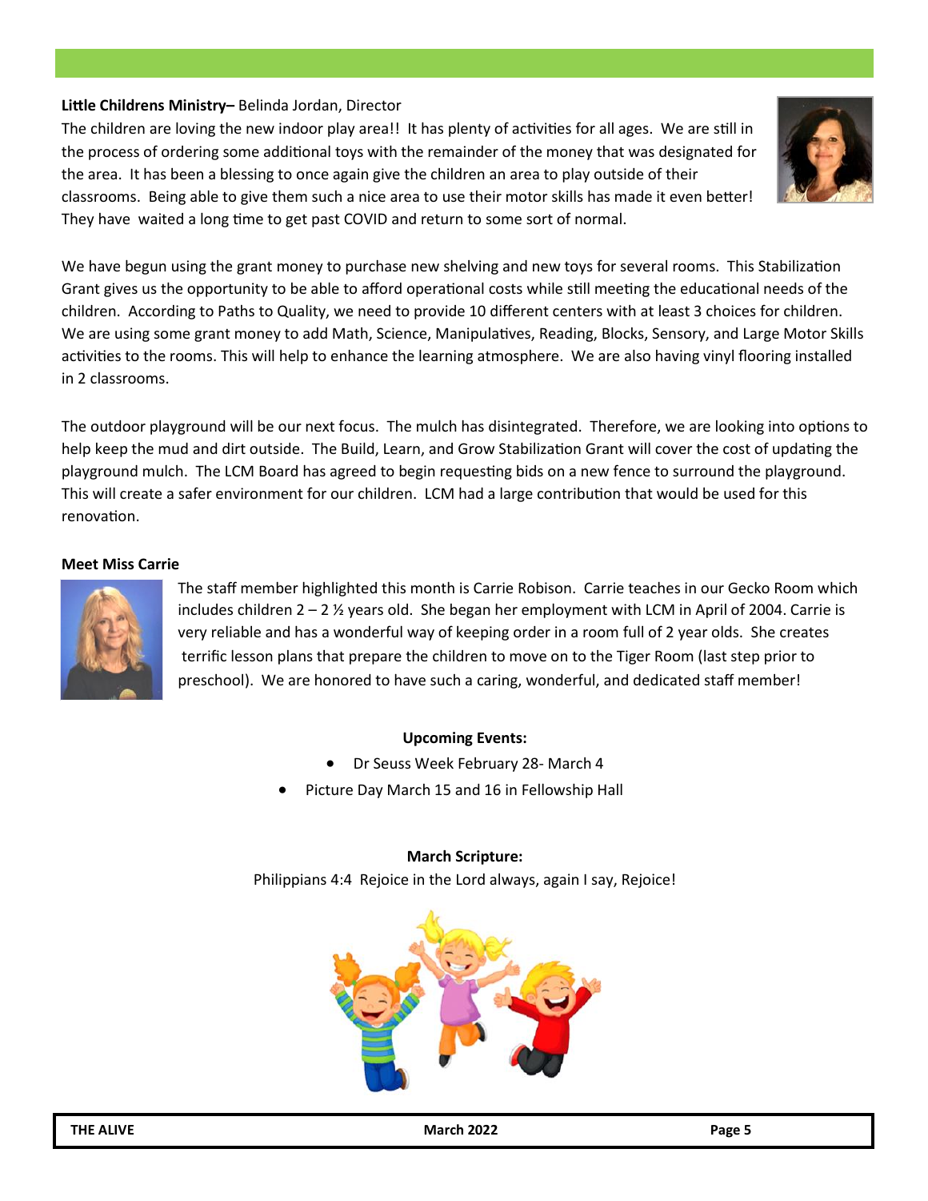**Little Childrens Ministry–** Belinda Jordan, Director

The children are loving the new indoor play area!! It has plenty of activities for all ages. We are still in the process of ordering some additional toys with the remainder of the money that was designated for the area. It has been a blessing to once again give the children an area to play outside of their classrooms. Being able to give them such a nice area to use their motor skills has made it even better! They have waited a long time to get past COVID and return to some sort of normal.

We have begun using the grant money to purchase new shelving and new toys for several rooms. This Stabilization Grant gives us the opportunity to be able to afford operational costs while still meeting the educational needs of the children. According to Paths to Quality, we need to provide 10 different centers with at least 3 choices for children. We are using some grant money to add Math, Science, Manipulatives, Reading, Blocks, Sensory, and Large Motor Skills activities to the rooms. This will help to enhance the learning atmosphere. We are also having vinyl flooring installed in 2 classrooms.

The outdoor playground will be our next focus. The mulch has disintegrated. Therefore, we are looking into options to help keep the mud and dirt outside. The Build, Learn, and Grow Stabilization Grant will cover the cost of updating the playground mulch. The LCM Board has agreed to begin requesting bids on a new fence to surround the playground. This will create a safer environment for our children. LCM had a large contribution that would be used for this renovation.

**Meet Miss Carrie**

The staff member highlighted this month is Carrie Robison. Carrie teaches in our Gecko Room which includes children 2 – 2 ½ years old. She began her employment with LCM in April of 2004. Carrie is very reliable and has a wonderful way of keeping order in a room full of 2 year olds. She creates terrific lesson plans that prepare the children to move on to the Tiger Room (last step prior to preschool). We are honored to have such a caring, wonderful, and dedicated staff member!

**Upcoming Events:**

- Dr Seuss Week February 28- March 4
- Picture Day March 15 and 16 in Fellowship Hall

**March Scripture:**

Philippians 4:4 Rejoice in the Lord always, again I say, Rejoice!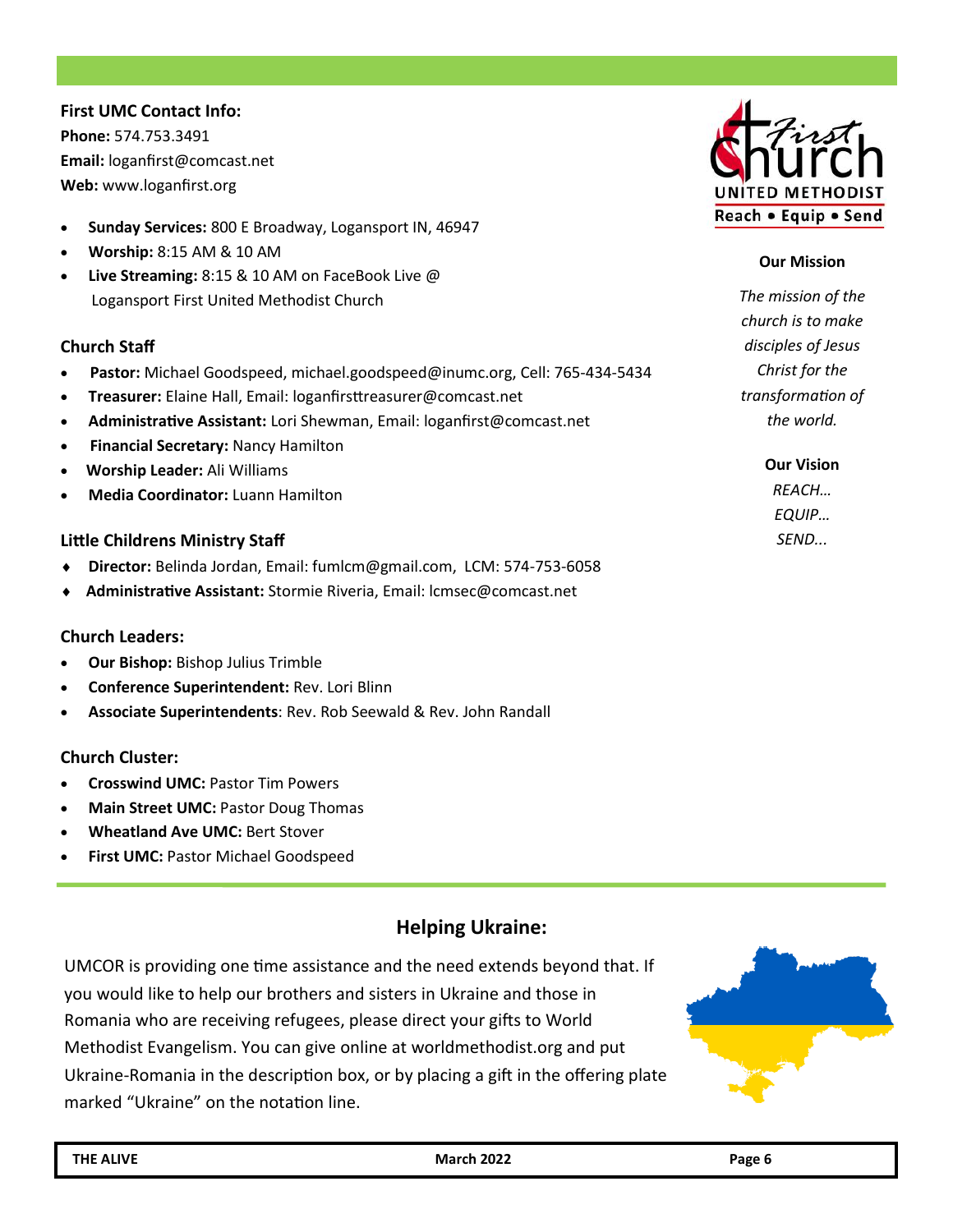**First UMC Contact Info:**
**Phone:** 574.753.3491
**Email:** loganfirst@comcast.net
**Web:** www.loganfirst.org

- **Sunday Services:** 800 E Broadway, Logansport IN, 46947
- **Worship:** 8:15 AM & 10 AM
- **Live Streaming:** 8:15 & 10 AM on FaceBook Live @ Logansport First United Methodist Church

### Church Staff

- **Pastor:** Michael Goodspeed, michael.goodspeed@inumc.org, Cell: 765-434-5434
- **Treasurer:** Elaine Hall, Email: loganfirsttreasurer@comcast.net
- **Administrative Assistant:** Lori Shewman, Email: loganfirst@comcast.net
- **Financial Secretary:** Nancy Hamilton
- **Worship Leader:** Ali Williams
- **Media Coordinator:** Luann Hamilton

### Little Childrens Ministry Staff

- **Director:** Belinda Jordan, Email: fumlcm@gmail.com, LCM: 574-753-6058
- **Administrative Assistant:** Stormie Riveria, Email: lcmsec@comcast.net

### Church Leaders:

- **Our Bishop:** Bishop Julius Trimble
- **Conference Superintendent:** Rev. Lori Blinn
- **Associate Superintendents**: Rev. Rob Seewald & Rev. John Randall

### Church Cluster:

- **Crosswind UMC:** Pastor Tim Powers
- **Main Street UMC:** Pastor Doug Thomas
- **Wheatland Ave UMC:** Bert Stover
- **First UMC:** Pastor Michael Goodspeed

First Church
UNITED METHODIST
Reach • Equip • Send

**Our Mission**

*The mission of the church is to make disciples of Jesus Christ for the transformation of the world.*

**Our Vision**

*REACH…*
*EQUIP…*
*SEND...*

## Helping Ukraine:

UMCOR is providing one time assistance and the need extends beyond that. If you would like to help our brothers and sisters in Ukraine and those in Romania who are receiving refugees, please direct your gifts to World Methodist Evangelism. You can give online at worldmethodist.org and put Ukraine-Romania in the description box, or by placing a gift in the offering plate marked “Ukraine” on the notation line.